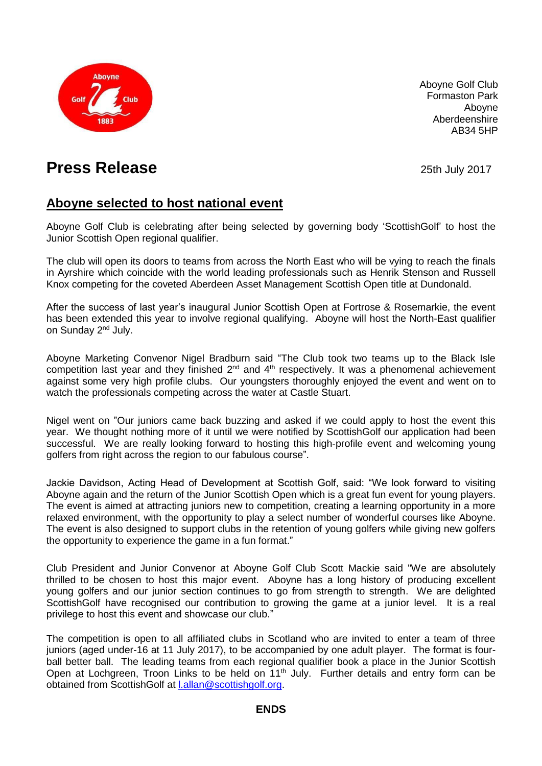Aboyne Golf Club
Formaston Park
Aboyne
Aberdeenshire
AB34 5HP

# Press Release

25th July 2017

## Aboyne selected to host national event

Aboyne Golf Club is celebrating after being selected by governing body 'ScottishGolf' to host the Junior Scottish Open regional qualifier.

The club will open its doors to teams from across the North East who will be vying to reach the finals in Ayrshire which coincide with the world leading professionals such as Henrik Stenson and Russell Knox competing for the coveted Aberdeen Asset Management Scottish Open title at Dundonald.

After the success of last year's inaugural Junior Scottish Open at Fortrose & Rosemarkie, the event has been extended this year to involve regional qualifying. Aboyne will host the North-East qualifier on Sunday 2nd July.

Aboyne Marketing Convenor Nigel Bradburn said "The Club took two teams up to the Black Isle competition last year and they finished 2nd and 4th respectively. It was a phenomenal achievement against some very high profile clubs. Our youngsters thoroughly enjoyed the event and went on to watch the professionals competing across the water at Castle Stuart.

Nigel went on "Our juniors came back buzzing and asked if we could apply to host the event this year. We thought nothing more of it until we were notified by ScottishGolf our application had been successful. We are really looking forward to hosting this high-profile event and welcoming young golfers from right across the region to our fabulous course".

Jackie Davidson, Acting Head of Development at Scottish Golf, said: "We look forward to visiting Aboyne again and the return of the Junior Scottish Open which is a great fun event for young players. The event is aimed at attracting juniors new to competition, creating a learning opportunity in a more relaxed environment, with the opportunity to play a select number of wonderful courses like Aboyne. The event is also designed to support clubs in the retention of young golfers while giving new golfers the opportunity to experience the game in a fun format."

Club President and Junior Convenor at Aboyne Golf Club Scott Mackie said "We are absolutely thrilled to be chosen to host this major event. Aboyne has a long history of producing excellent young golfers and our junior section continues to go from strength to strength. We are delighted ScottishGolf have recognised our contribution to growing the game at a junior level. It is a real privilege to host this event and showcase our club."

The competition is open to all affiliated clubs in Scotland who are invited to enter a team of three juniors (aged under-16 at 11 July 2017), to be accompanied by one adult player. The format is four-ball better ball. The leading teams from each regional qualifier book a place in the Junior Scottish Open at Lochgreen, Troon Links to be held on 11th July. Further details and entry form can be obtained from ScottishGolf at l.allan@scottishgolf.org.

**ENDS**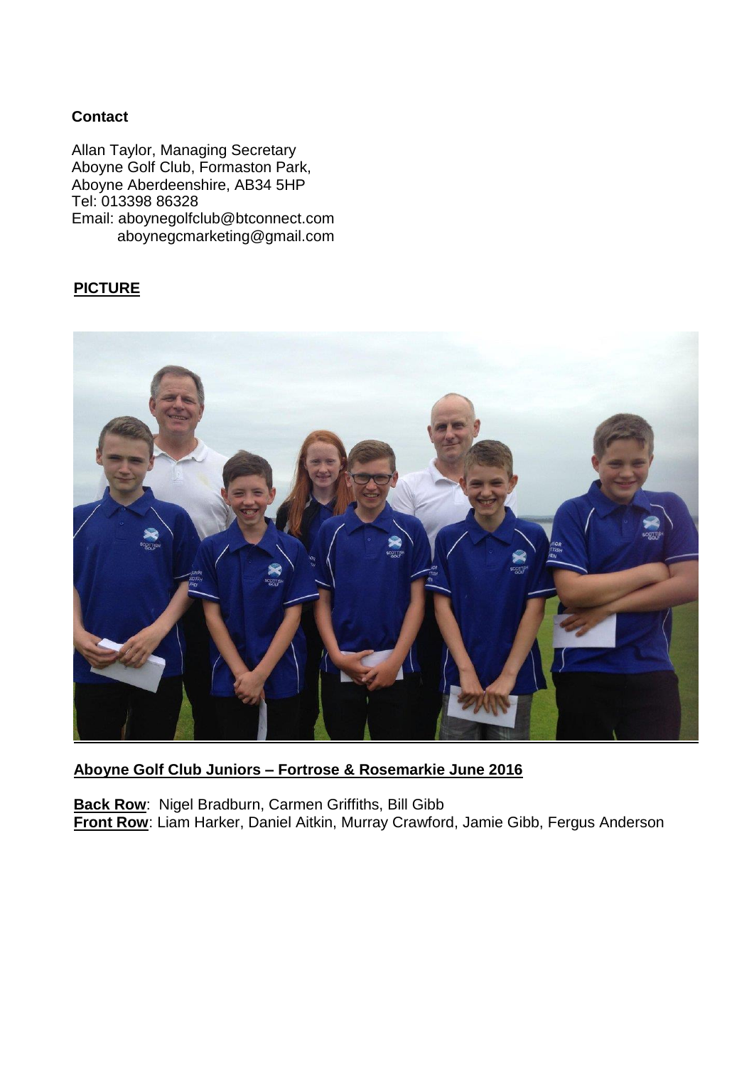**Contact**

Allan Taylor, Managing Secretary
Aboyne Golf Club, Formaston Park,
Aboyne Aberdeenshire, AB34 5HP
Tel: 013398 86328
Email: aboynegolfclub@btconnect.com
aboynegcmarketing@gmail.com

**PICTURE**

**Aboyne Golf Club Juniors – Fortrose & Rosemarkie June 2016**

**Back Row**: Nigel Bradburn, Carmen Griffiths, Bill Gibb
**Front Row**: Liam Harker, Daniel Aitkin, Murray Crawford, Jamie Gibb, Fergus Anderson